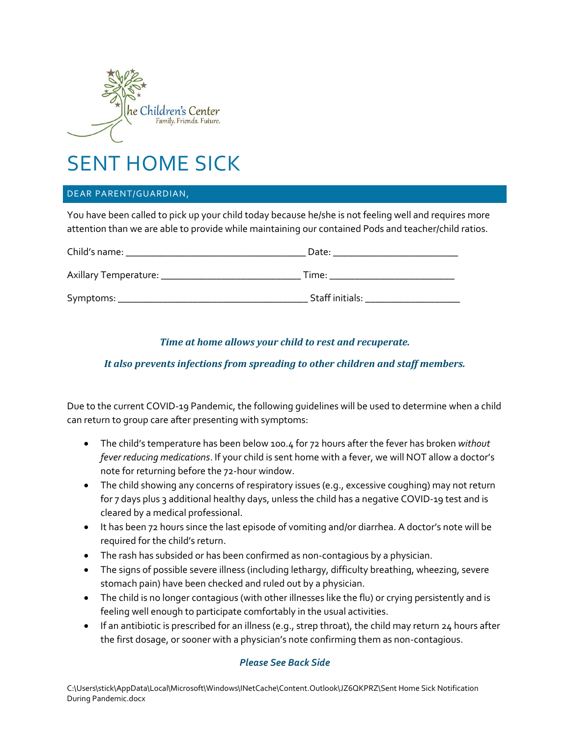The Children's Center
Family. Friends. Future.

# SENT HOME SICK

## DEAR PARENT/GUARDIAN,

You have been called to pick up your child today because he/she is not feeling well and requires more attention than we are able to provide while maintaining our contained Pods and teacher/child ratios.

Child's name: ___________________________________ Date: ________________________

Axillary Temperature: ___________________________ Time: ________________________

Symptoms: _____________________________________ Staff initials: __________________

***Time at home allows your child to rest and recuperate.***

***It also prevents infections from spreading to other children and staff members.***

Due to the current COVID-19 Pandemic, the following guidelines will be used to determine when a child can return to group care after presenting with symptoms:

- The child's temperature has been below 100.4 for 72 hours after the fever has broken *without fever reducing medications*. If your child is sent home with a fever, we will NOT allow a doctor's note for returning before the 72-hour window.
- The child showing any concerns of respiratory issues (e.g., excessive coughing) may not return for 7 days plus 3 additional healthy days, unless the child has a negative COVID-19 test and is cleared by a medical professional.
- It has been 72 hours since the last episode of vomiting and/or diarrhea. A doctor's note will be required for the child's return.
- The rash has subsided or has been confirmed as non-contagious by a physician.
- The signs of possible severe illness (including lethargy, difficulty breathing, wheezing, severe stomach pain) have been checked and ruled out by a physician.
- The child is no longer contagious (with other illnesses like the flu) or crying persistently and is feeling well enough to participate comfortably in the usual activities.
- If an antibiotic is prescribed for an illness (e.g., strep throat), the child may return 24 hours after the first dosage, or sooner with a physician's note confirming them as non-contagious.

***Please See Back Side***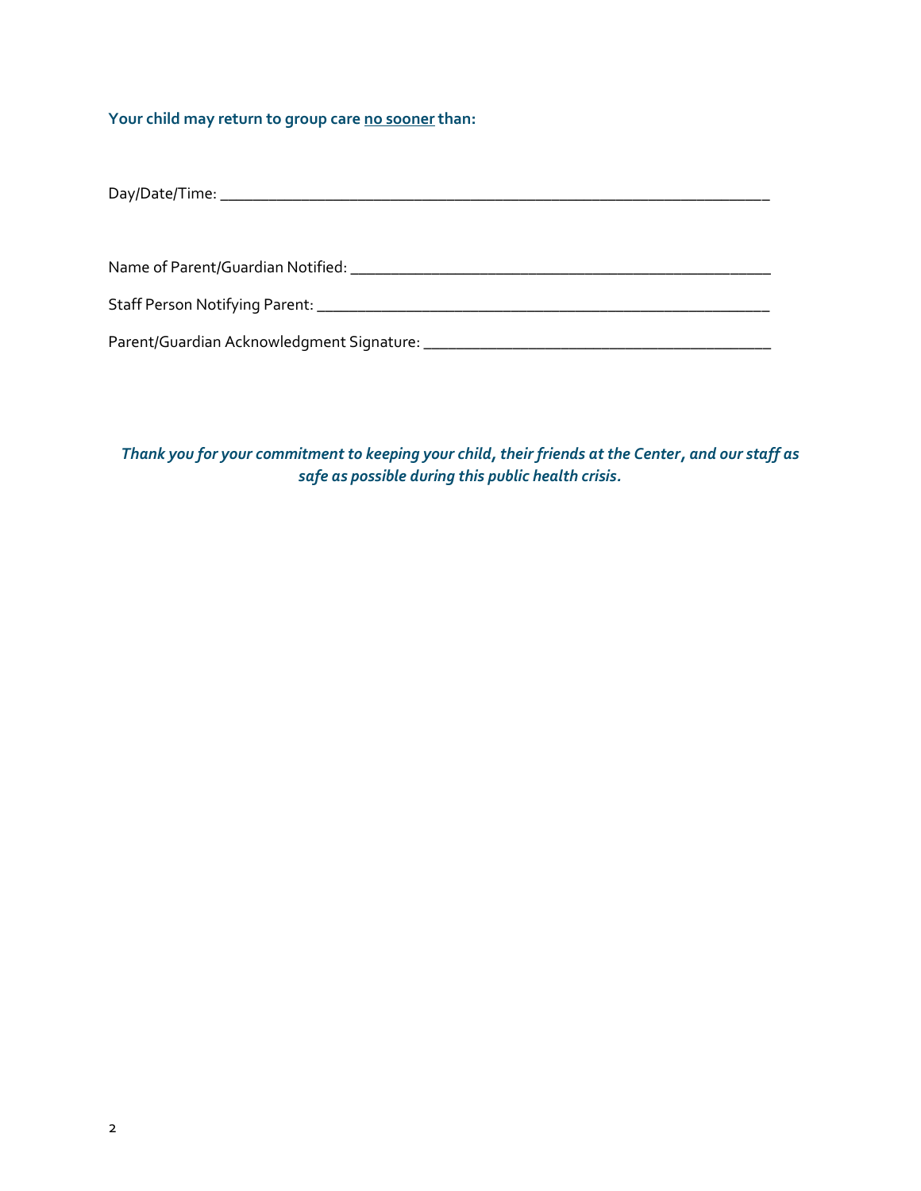**Your child may return to group care <u>no sooner</u> than:**

Day/Date/Time: ________________________________________________________________________

Name of Parent/Guardian Notified: _______________________________________________________

Staff Person Notifying Parent: ___________________________________________________________

Parent/Guardian Acknowledgment Signature: _____________________________________________

***Thank you for your commitment to keeping your child, their friends at the Center, and our staff as safe as possible during this public health crisis.***